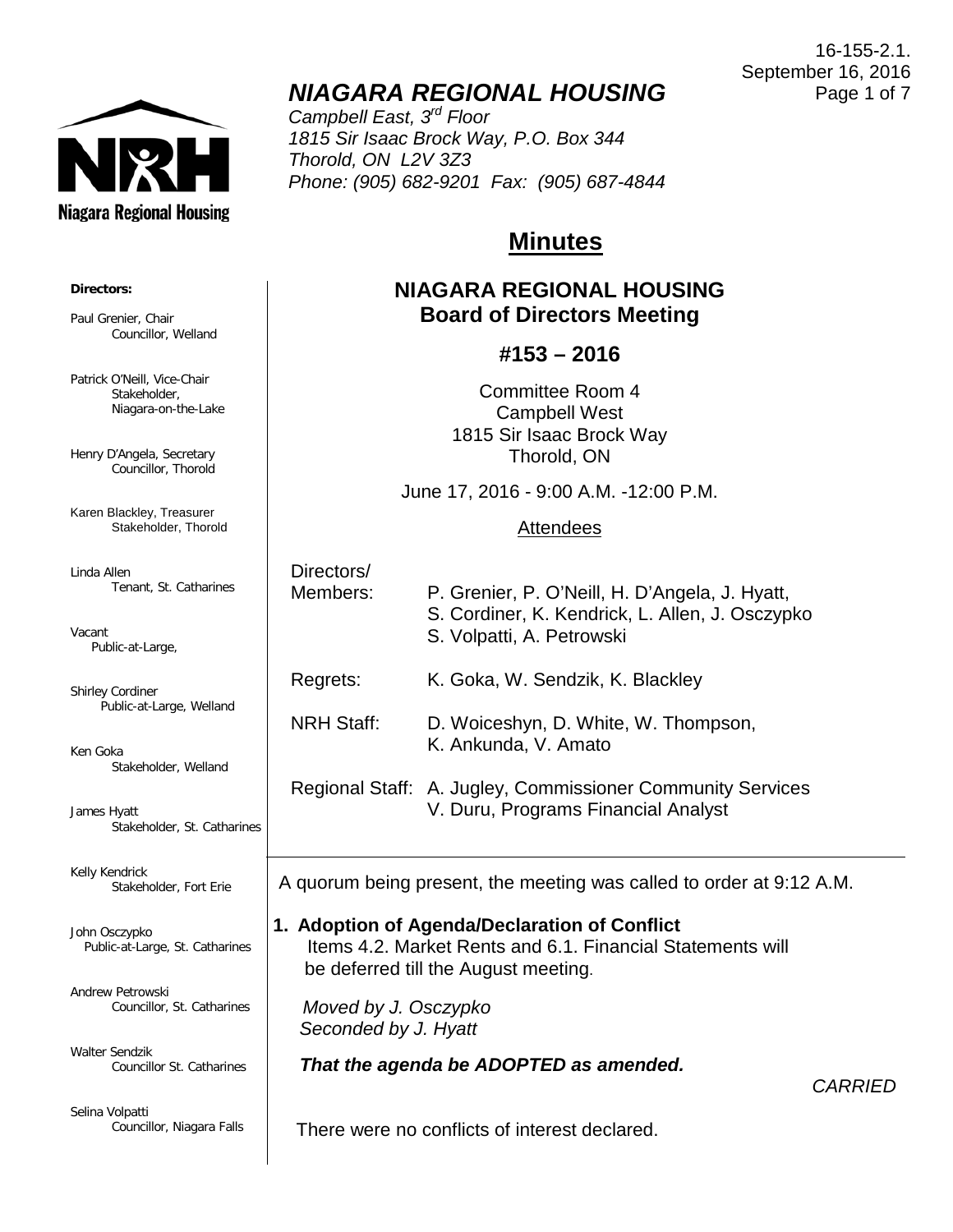16-155-2.1.
September 16, 2016

# *NIAGARA REGIONAL HOUSING*

*Campbell East, 3rd Floor*
*1815 Sir Isaac Brock Way, P.O. Box 344*
*Thorold, ON L2V 3Z3*
*Phone: (905) 682-9201 Fax: (905) 687-4844*

**Directors:**

Paul Grenier, Chair
Councillor, Welland

Patrick O'Neill, Vice-Chair
Stakeholder, Niagara-on-the-Lake

Henry D'Angela, Secretary
Councillor, Thorold

Karen Blackley, Treasurer
Stakeholder, Thorold

Linda Allen
Tenant, St. Catharines

Vacant
Public-at-Large,

Shirley Cordiner
Public-at-Large, Welland

Ken Goka
Stakeholder, Welland

James Hyatt
Stakeholder, St. Catharines

Kelly Kendrick
Stakeholder, Fort Erie

John Osczypko
Public-at-Large, St. Catharines

Andrew Petrowski
Councillor, St. Catharines

Walter Sendzik
Councillor St. Catharines

Selina Volpatti
Councillor, Niagara Falls

## Minutes

### NIAGARA REGIONAL HOUSING
### Board of Directors Meeting

### #153 – 2016

Committee Room 4
Campbell West
1815 Sir Isaac Brock Way
Thorold, ON

June 17, 2016 - 9:00 A.M. -12:00 P.M.

Attendees

| | |
|---|---|
| Directors/ Members: | P. Grenier, P. O'Neill, H. D'Angela, J. Hyatt, S. Cordiner, K. Kendrick, L. Allen, J. Osczypko S. Volpatti, A. Petrowski |
| Regrets: | K. Goka, W. Sendzik, K. Blackley |
| NRH Staff: | D. Woiceshyn, D. White, W. Thompson, K. Ankunda, V. Amato |
| Regional Staff: | A. Jugley, Commissioner Community Services V. Duru, Programs Financial Analyst |

A quorum being present, the meeting was called to order at 9:12 A.M.

**1. Adoption of Agenda/Declaration of Conflict**

Items 4.2. Market Rents and 6.1. Financial Statements will be deferred till the August meeting.

*Moved by J. Osczypko*
*Seconded by J. Hyatt*

***That the agenda be ADOPTED as amended.***

*CARRIED*

There were no conflicts of interest declared.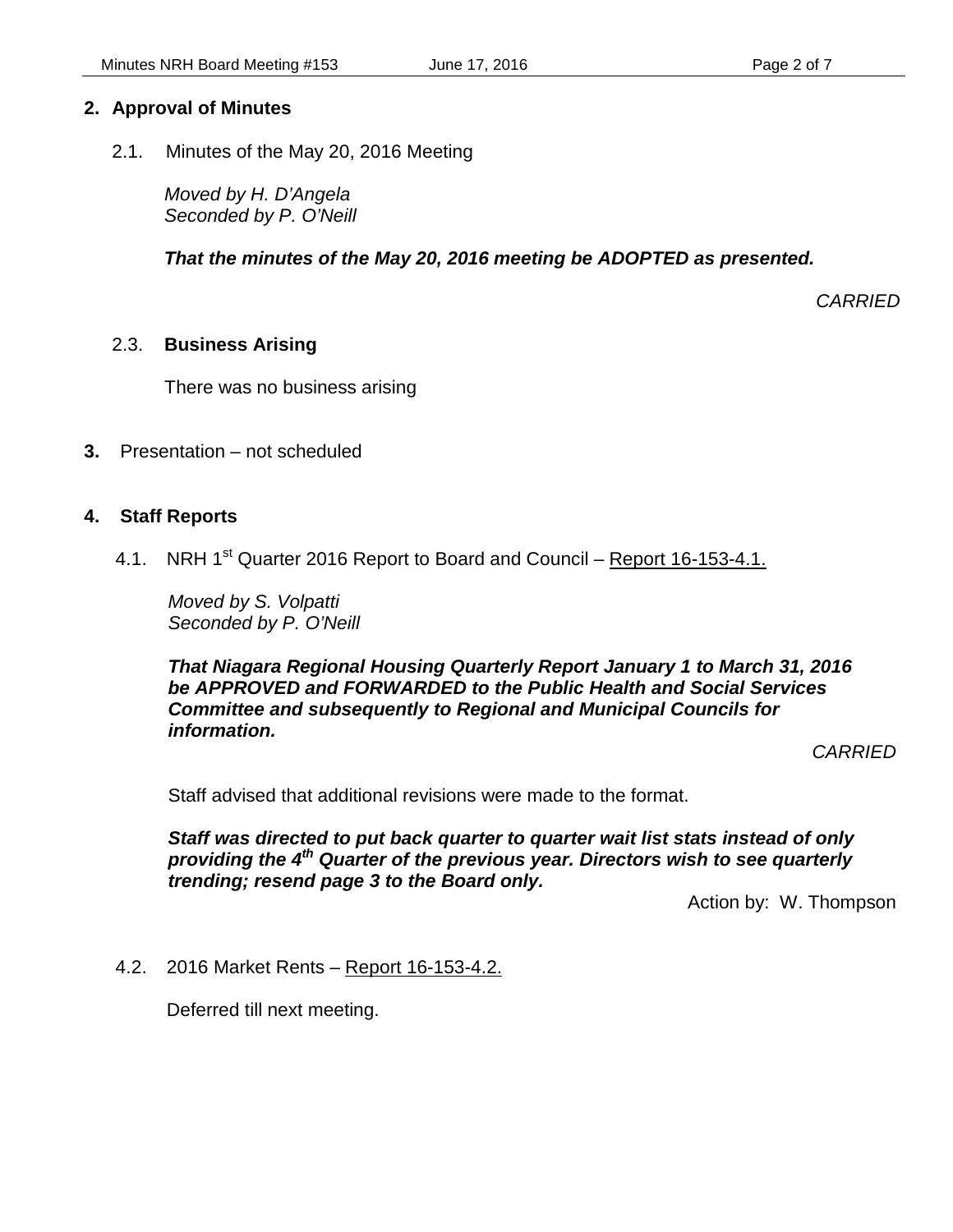## 2. Approval of Minutes

2.1. Minutes of the May 20, 2016 Meeting

*Moved by H. D'Angela*
*Seconded by P. O'Neill*

***That the minutes of the May 20, 2016 meeting be ADOPTED as presented.***

*CARRIED*

2.3. **Business Arising**

There was no business arising

**3.** Presentation – not scheduled

## 4. Staff Reports

4.1. NRH 1st Quarter 2016 Report to Board and Council – Report 16-153-4.1.

*Moved by S. Volpatti*
*Seconded by P. O'Neill*

***That Niagara Regional Housing Quarterly Report January 1 to March 31, 2016 be APPROVED and FORWARDED to the Public Health and Social Services Committee and subsequently to Regional and Municipal Councils for information.***

*CARRIED*

Staff advised that additional revisions were made to the format.

***Staff was directed to put back quarter to quarter wait list stats instead of only providing the 4th Quarter of the previous year. Directors wish to see quarterly trending; resend page 3 to the Board only.***

Action by: W. Thompson

4.2. 2016 Market Rents – Report 16-153-4.2.

Deferred till next meeting.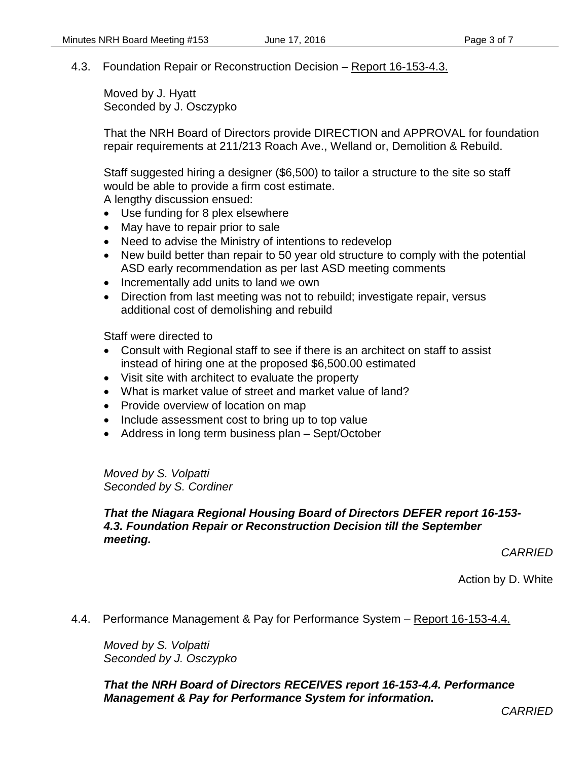### 4.3. Foundation Repair or Reconstruction Decision – Report 16-153-4.3.

Moved by J. Hyatt
Seconded by J. Osczypko

That the NRH Board of Directors provide DIRECTION and APPROVAL for foundation repair requirements at 211/213 Roach Ave., Welland or, Demolition & Rebuild.

Staff suggested hiring a designer ($6,500) to tailor a structure to the site so staff would be able to provide a firm cost estimate.
A lengthy discussion ensued:

- Use funding for 8 plex elsewhere
- May have to repair prior to sale
- Need to advise the Ministry of intentions to redevelop
- New build better than repair to 50 year old structure to comply with the potential ASD early recommendation as per last ASD meeting comments
- Incrementally add units to land we own
- Direction from last meeting was not to rebuild; investigate repair, versus additional cost of demolishing and rebuild

Staff were directed to

- Consult with Regional staff to see if there is an architect on staff to assist instead of hiring one at the proposed $6,500.00 estimated
- Visit site with architect to evaluate the property
- What is market value of street and market value of land?
- Provide overview of location on map
- Include assessment cost to bring up to top value
- Address in long term business plan – Sept/October

*Moved by S. Volpatti*
*Seconded by S. Cordiner*

***That the Niagara Regional Housing Board of Directors DEFER report 16-153-4.3. Foundation Repair or Reconstruction Decision till the September meeting.***

*CARRIED*

Action by D. White

### 4.4. Performance Management & Pay for Performance System – Report 16-153-4.4.

*Moved by S. Volpatti*
*Seconded by J. Osczypko*

***That the NRH Board of Directors RECEIVES report 16-153-4.4. Performance Management & Pay for Performance System for information.***

*CARRIED*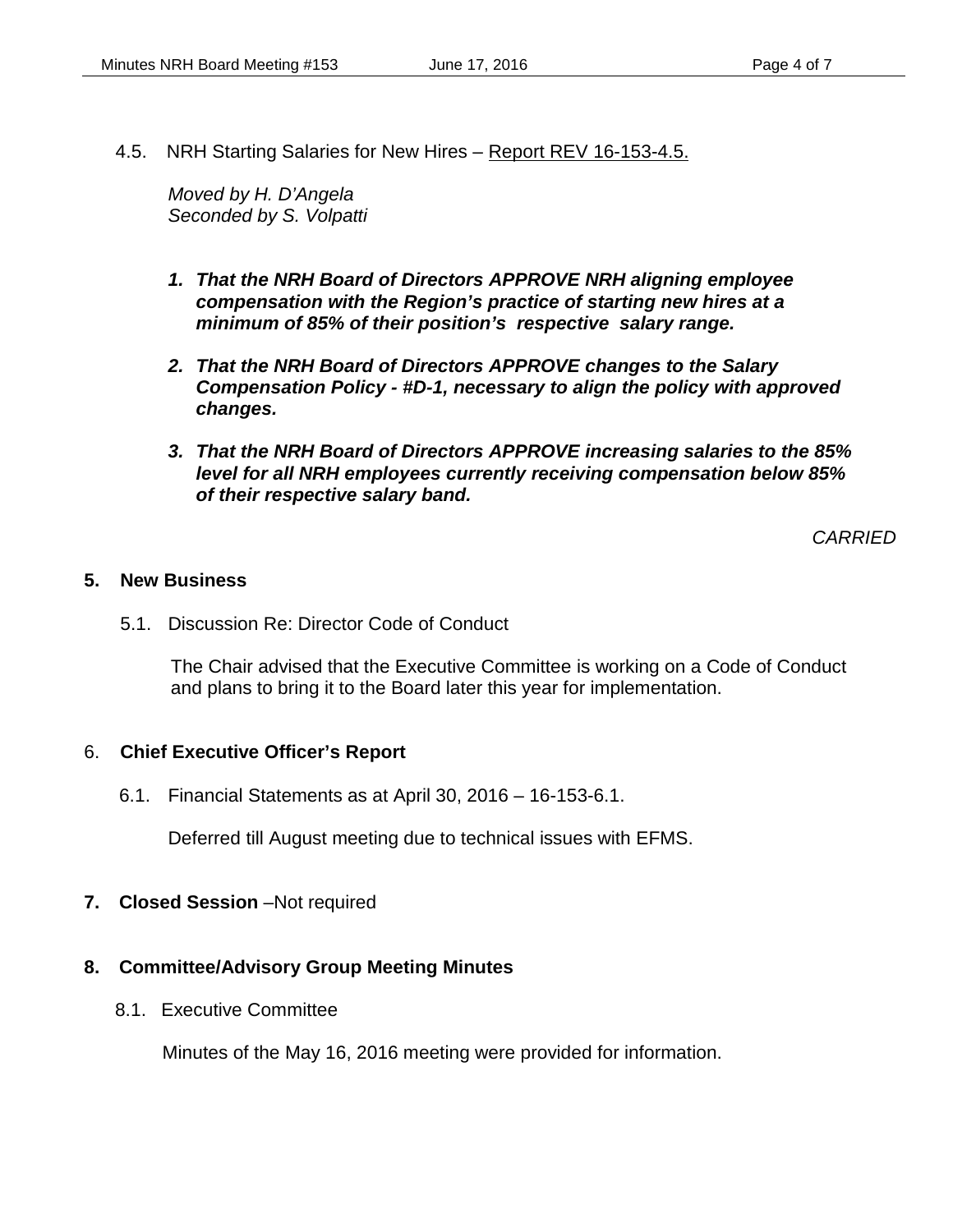4.5. NRH Starting Salaries for New Hires – Report REV 16-153-4.5.

*Moved by H. D'Angela*
*Seconded by S. Volpatti*

1. ***That the NRH Board of Directors APPROVE NRH aligning employee compensation with the Region's practice of starting new hires at a minimum of 85% of their position's respective salary range.***

2. ***That the NRH Board of Directors APPROVE changes to the Salary Compensation Policy - #D-1, necessary to align the policy with approved changes.***

3. ***That the NRH Board of Directors APPROVE increasing salaries to the 85% level for all NRH employees currently receiving compensation below 85% of their respective salary band.***

*CARRIED*

## 5. New Business

5.1. Discussion Re: Director Code of Conduct

The Chair advised that the Executive Committee is working on a Code of Conduct and plans to bring it to the Board later this year for implementation.

## 6. Chief Executive Officer's Report

6.1. Financial Statements as at April 30, 2016 – 16-153-6.1.

Deferred till August meeting due to technical issues with EFMS.

## 7. Closed Session –Not required

## 8. Committee/Advisory Group Meeting Minutes

8.1. Executive Committee

Minutes of the May 16, 2016 meeting were provided for information.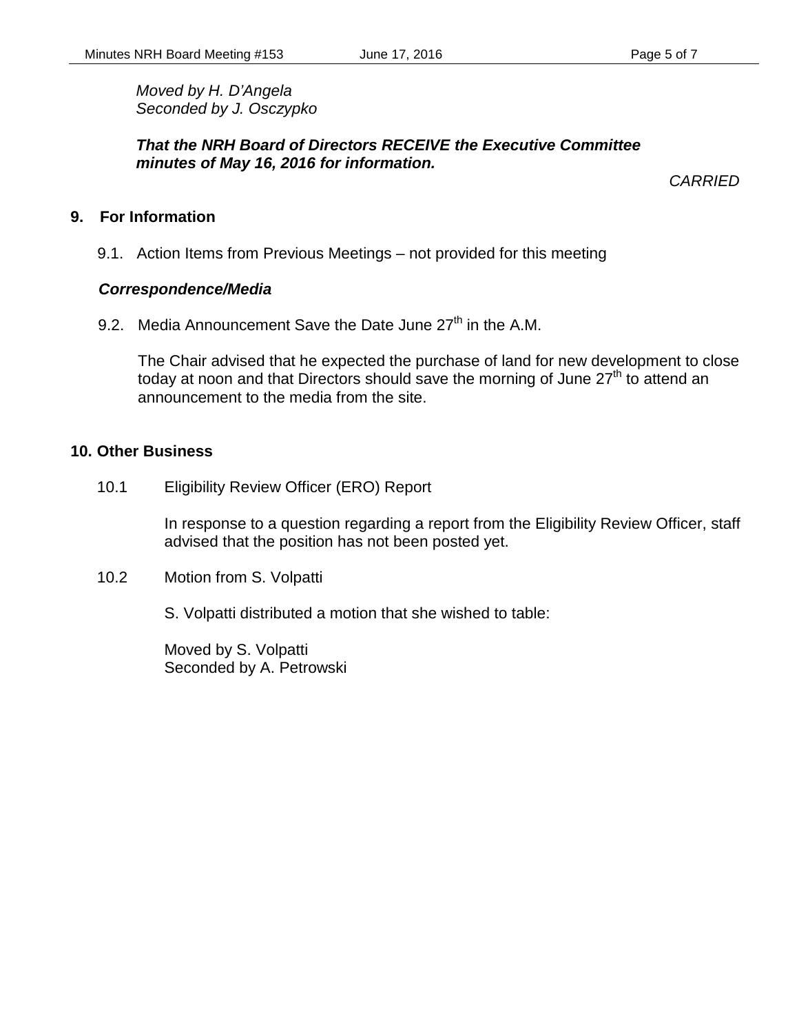*Moved by H. D'Angela*
*Seconded by J. Osczypko*

***That the NRH Board of Directors RECEIVE the Executive Committee minutes of May 16, 2016 for information.***

*CARRIED*

## 9. For Information

9.1. Action Items from Previous Meetings – not provided for this meeting

***Correspondence/Media***

9.2. Media Announcement Save the Date June 27th in the A.M.

The Chair advised that he expected the purchase of land for new development to close today at noon and that Directors should save the morning of June 27th to attend an announcement to the media from the site.

## 10. Other Business

10.1 Eligibility Review Officer (ERO) Report

In response to a question regarding a report from the Eligibility Review Officer, staff advised that the position has not been posted yet.

10.2 Motion from S. Volpatti

S. Volpatti distributed a motion that she wished to table:

Moved by S. Volpatti
Seconded by A. Petrowski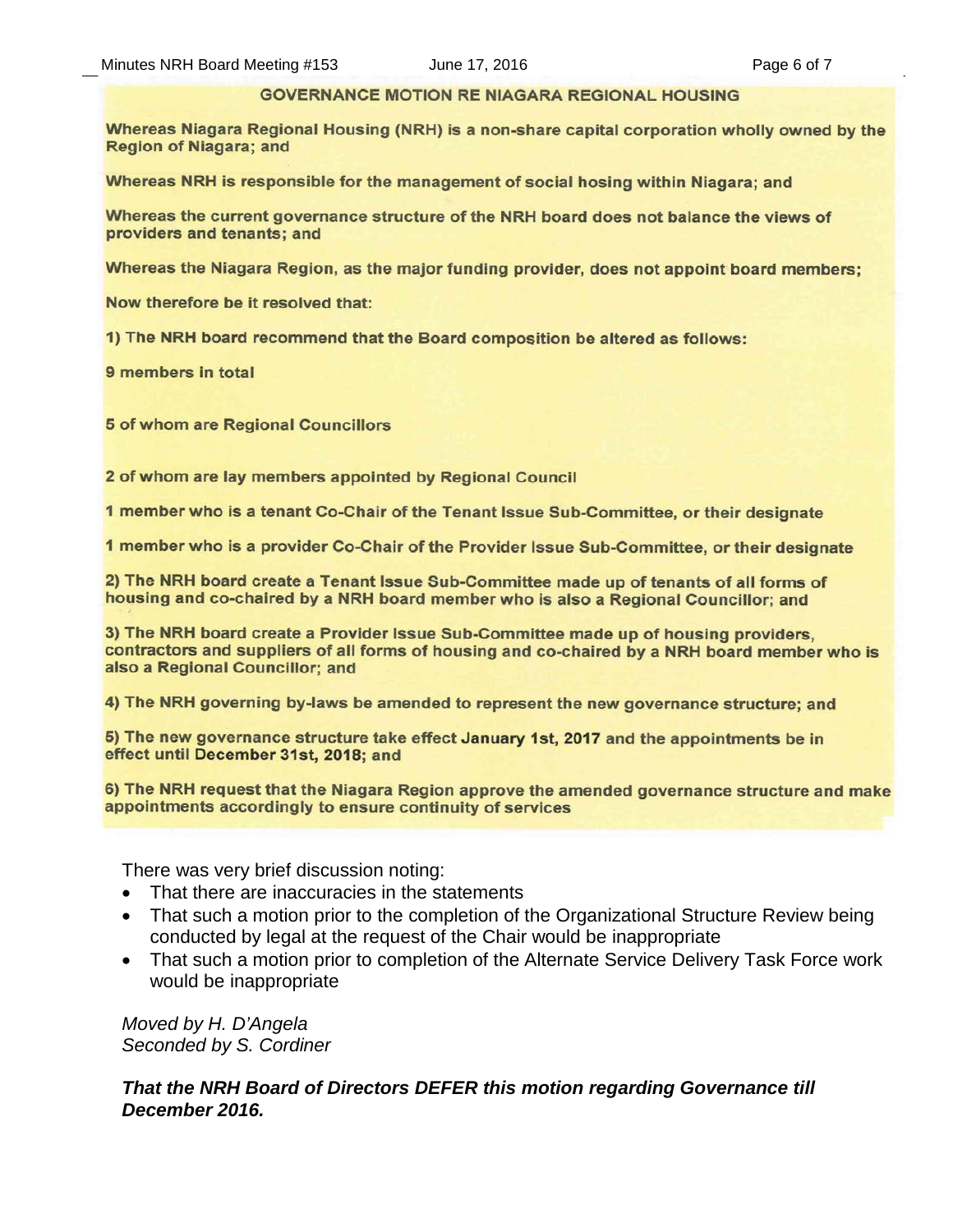**GOVERNANCE MOTION RE NIAGARA REGIONAL HOUSING**

**Whereas Niagara Regional Housing (NRH) is a non-share capital corporation wholly owned by the Region of Niagara; and**

**Whereas NRH is responsible for the management of social hosing within Niagara; and**

**Whereas the current governance structure of the NRH board does not balance the views of providers and tenants; and**

**Whereas the Niagara Region, as the major funding provider, does not appoint board members;**

**Now therefore be it resolved that:**

**1) The NRH board recommend that the Board composition be altered as follows:**

**9 members in total**

**5 of whom are Regional Councillors**

**2 of whom are lay members appointed by Regional Council**

**1 member who is a tenant Co-Chair of the Tenant Issue Sub-Committee, or their designate**

**1 member who is a provider Co-Chair of the Provider Issue Sub-Committee, or their designate**

**2) The NRH board create a Tenant Issue Sub-Committee made up of tenants of all forms of housing and co-chaired by a NRH board member who is also a Regional Councillor; and**

**3) The NRH board create a Provider Issue Sub-Committee made up of housing providers, contractors and suppliers of all forms of housing and co-chaired by a NRH board member who is also a Regional Councillor; and**

**4) The NRH governing by-laws be amended to represent the new governance structure; and**

**5) The new governance structure take effect January 1st, 2017 and the appointments be in effect until December 31st, 2018; and**

**6) The NRH request that the Niagara Region approve the amended governance structure and make appointments accordingly to ensure continuity of services**

There was very brief discussion noting:

- That there are inaccuracies in the statements
- That such a motion prior to the completion of the Organizational Structure Review being conducted by legal at the request of the Chair would be inappropriate
- That such a motion prior to completion of the Alternate Service Delivery Task Force work would be inappropriate

*Moved by H. D'Angela*
*Seconded by S. Cordiner*

***That the NRH Board of Directors DEFER this motion regarding Governance till December 2016.***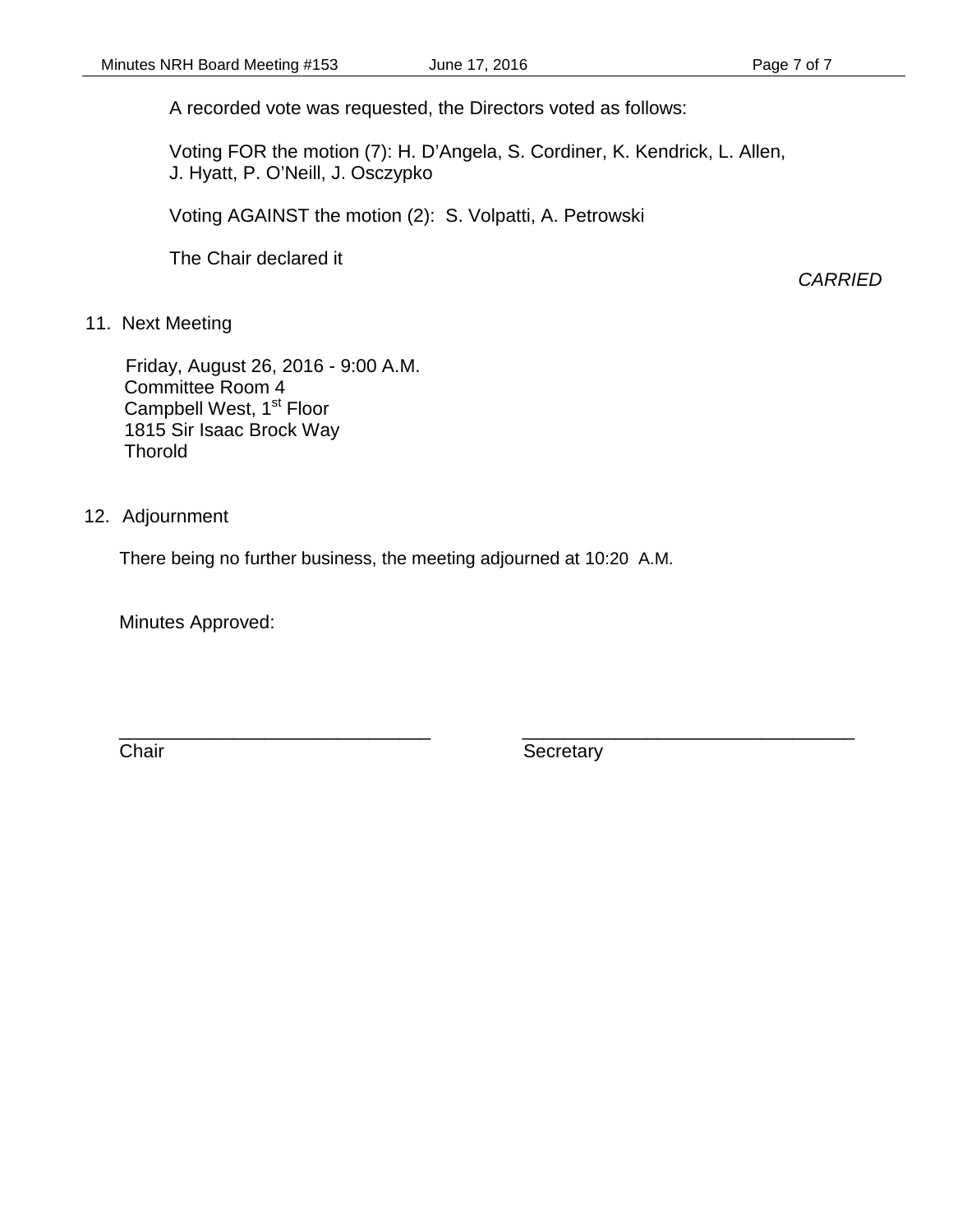A recorded vote was requested, the Directors voted as follows:

Voting FOR the motion (7): H. D'Angela, S. Cordiner, K. Kendrick, L. Allen, J. Hyatt, P. O'Neill, J. Osczypko

Voting AGAINST the motion (2): S. Volpatti, A. Petrowski

The Chair declared it

*CARRIED*

## 11. Next Meeting

Friday, August 26, 2016 - 9:00 A.M.
Committee Room 4
Campbell West, 1st Floor
1815 Sir Isaac Brock Way
Thorold

## 12. Adjournment

There being no further business, the meeting adjourned at 10:20 A.M.

Minutes Approved:

\_\_\_\_\_\_\_\_\_\_\_\_\_\_\_\_\_\_\_\_\_\_\_\_\_\_\_\_\_\_
Chair

\_\_\_\_\_\_\_\_\_\_\_\_\_\_\_\_\_\_\_\_\_\_\_\_\_\_\_\_\_\_
Secretary